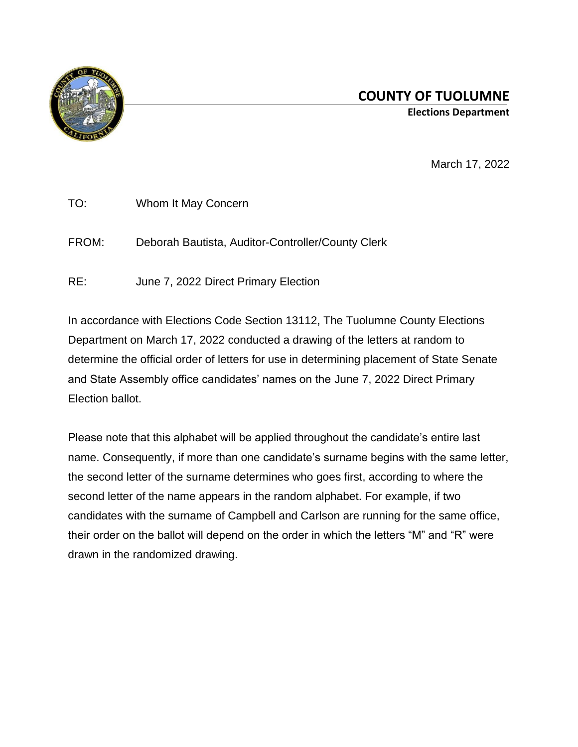# COUNTY OF TUOLUMNE

**Elections Department**

March 17, 2022

TO: Whom It May Concern

FROM: Deborah Bautista, Auditor-Controller/County Clerk

RE: June 7, 2022 Direct Primary Election

In accordance with Elections Code Section 13112, The Tuolumne County Elections Department on March 17, 2022 conducted a drawing of the letters at random to determine the official order of letters for use in determining placement of State Senate and State Assembly office candidates' names on the June 7, 2022 Direct Primary Election ballot.

Please note that this alphabet will be applied throughout the candidate's entire last name. Consequently, if more than one candidate's surname begins with the same letter, the second letter of the surname determines who goes first, according to where the second letter of the name appears in the random alphabet. For example, if two candidates with the surname of Campbell and Carlson are running for the same office, their order on the ballot will depend on the order in which the letters "M" and "R" were drawn in the randomized drawing.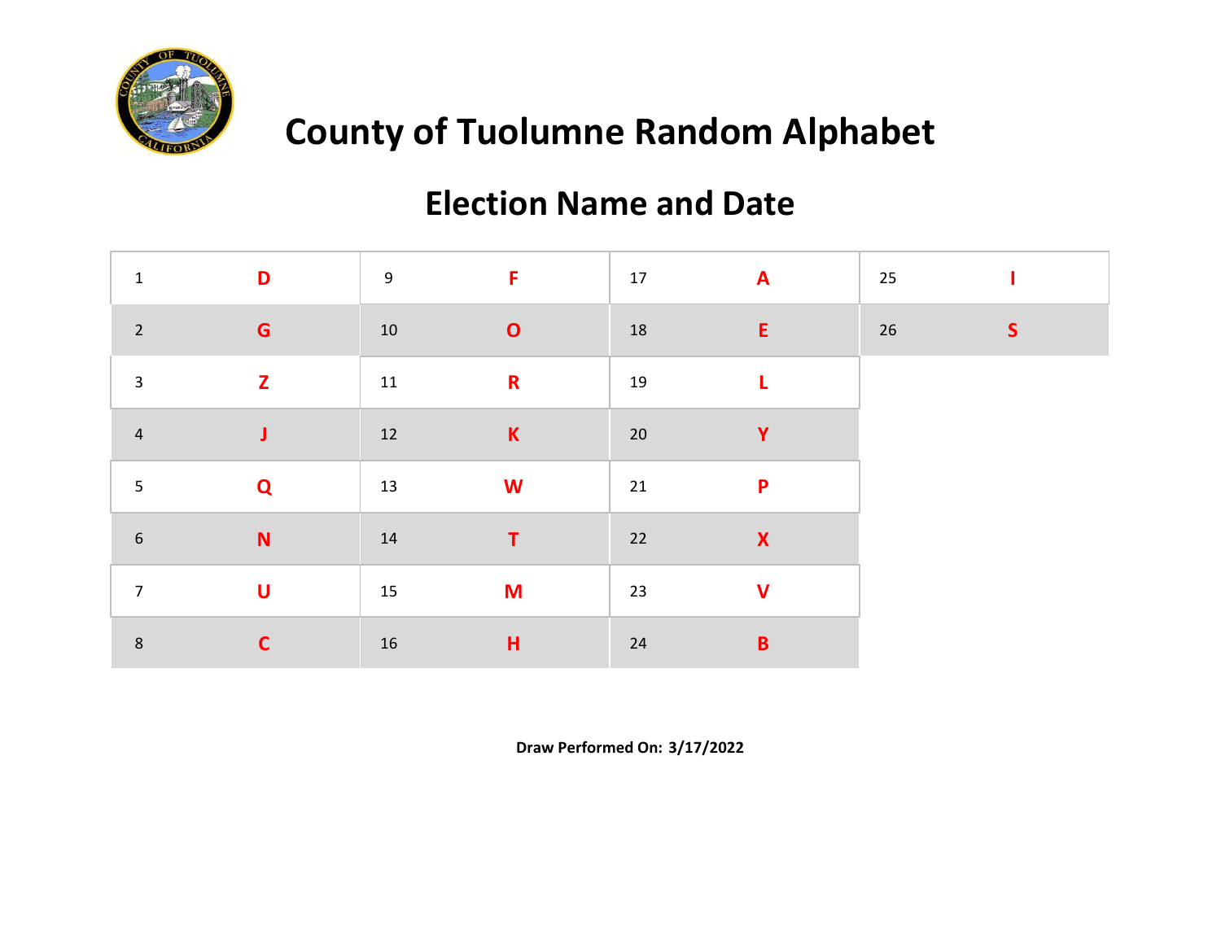# County of Tuolumne Random Alphabet

## Election Name and Date

| | | | | | | | |
|---|---|---|---|---|---|---|---|
| 1 | D | 9 | F | 17 | A | 25 | I |
| 2 | G | 10 | O | 18 | E | 26 | S |
| 3 | Z | 11 | R | 19 | L | | |
| 4 | J | 12 | K | 20 | Y | | |
| 5 | Q | 13 | W | 21 | P | | |
| 6 | N | 14 | T | 22 | X | | |
| 7 | U | 15 | M | 23 | V | | |
| 8 | C | 16 | H | 24 | B | | |

**Draw Performed On: 3/17/2022**